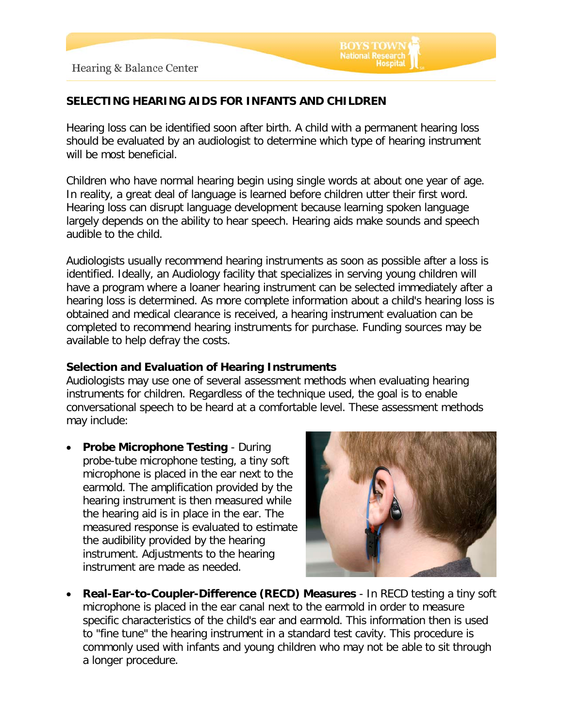# SELECTING HEARING AIDS FOR INFANTS AND CHILDREN

Hearing loss can be identified soon after birth. A child with a permanent hearing loss should be evaluated by an audiologist to determine which type of hearing instrument will be most beneficial.

Children who have normal hearing begin using single words at about one year of age. In reality, a great deal of language is learned before children utter their first word. Hearing loss can disrupt language development because learning spoken language largely depends on the ability to hear speech. Hearing aids make sounds and speech audible to the child.

Audiologists usually recommend hearing instruments as soon as possible after a loss is identified. Ideally, an Audiology facility that specializes in serving young children will have a program where a loaner hearing instrument can be selected immediately after a hearing loss is determined. As more complete information about a child's hearing loss is obtained and medical clearance is received, a hearing instrument evaluation can be completed to recommend hearing instruments for purchase. Funding sources may be available to help defray the costs.

## Selection and Evaluation of Hearing Instruments

Audiologists may use one of several assessment methods when evaluating hearing instruments for children. Regardless of the technique used, the goal is to enable conversational speech to be heard at a comfortable level. These assessment methods may include:

- **Probe Microphone Testing** - During probe-tube microphone testing, a tiny soft microphone is placed in the ear next to the earmold. The amplification provided by the hearing instrument is then measured while the hearing aid is in place in the ear. The measured response is evaluated to estimate the audibility provided by the hearing instrument. Adjustments to the hearing instrument are made as needed.
- **Real-Ear-to-Coupler-Difference (RECD) Measures** - In RECD testing a tiny soft microphone is placed in the ear canal next to the earmold in order to measure specific characteristics of the child's ear and earmold. This information then is used to "fine tune" the hearing instrument in a standard test cavity. This procedure is commonly used with infants and young children who may not be able to sit through a longer procedure.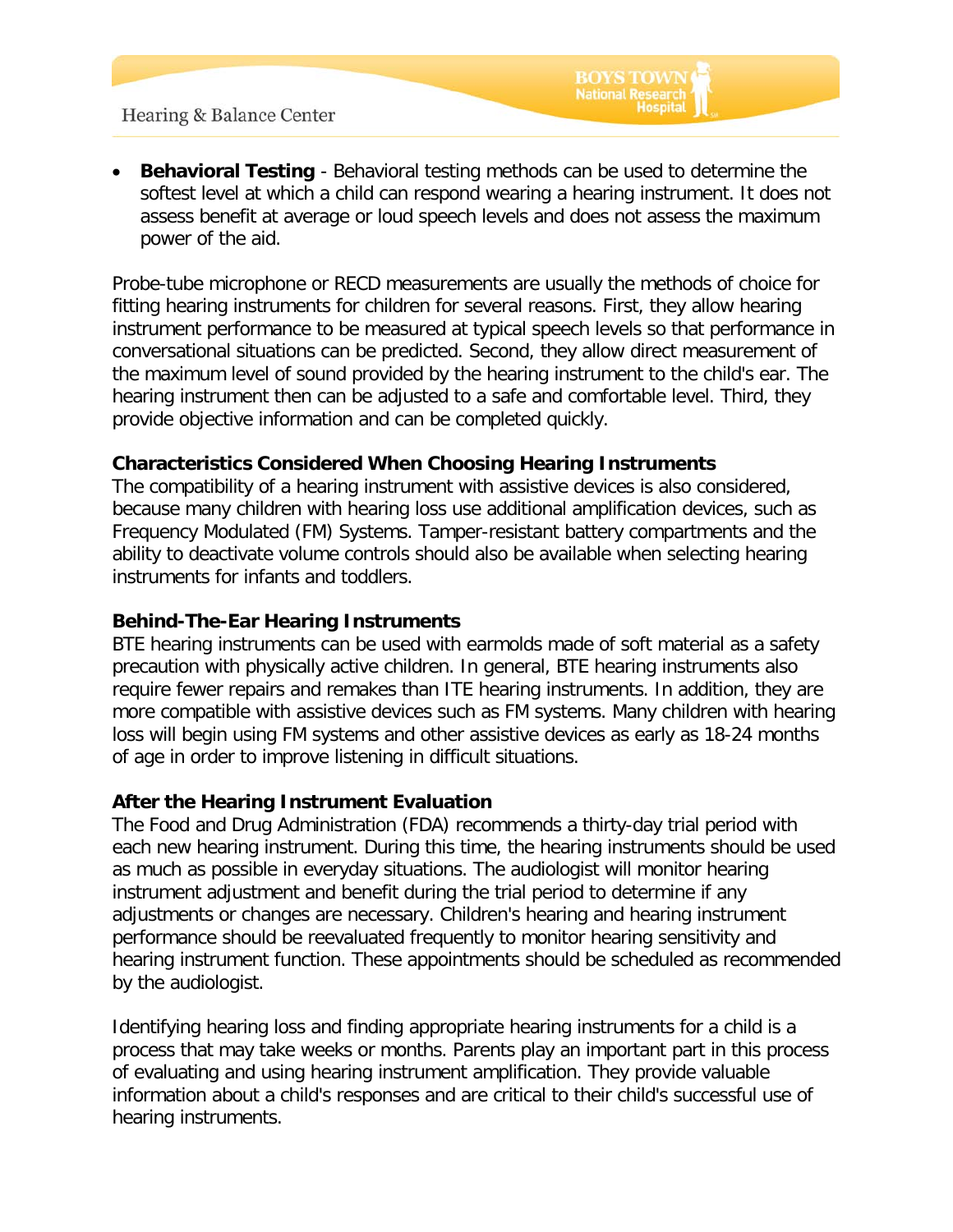- **Behavioral Testing** - Behavioral testing methods can be used to determine the softest level at which a child can respond wearing a hearing instrument. It does not assess benefit at average or loud speech levels and does not assess the maximum power of the aid.

Probe-tube microphone or RECD measurements are usually the methods of choice for fitting hearing instruments for children for several reasons. First, they allow hearing instrument performance to be measured at typical speech levels so that performance in conversational situations can be predicted. Second, they allow direct measurement of the maximum level of sound provided by the hearing instrument to the child's ear. The hearing instrument then can be adjusted to a safe and comfortable level. Third, they provide objective information and can be completed quickly.

**Characteristics Considered When Choosing Hearing Instruments**

The compatibility of a hearing instrument with assistive devices is also considered, because many children with hearing loss use additional amplification devices, such as Frequency Modulated (FM) Systems. Tamper-resistant battery compartments and the ability to deactivate volume controls should also be available when selecting hearing instruments for infants and toddlers.

**Behind-The-Ear Hearing Instruments**

BTE hearing instruments can be used with earmolds made of soft material as a safety precaution with physically active children. In general, BTE hearing instruments also require fewer repairs and remakes than ITE hearing instruments. In addition, they are more compatible with assistive devices such as FM systems. Many children with hearing loss will begin using FM systems and other assistive devices as early as 18-24 months of age in order to improve listening in difficult situations.

**After the Hearing Instrument Evaluation**

The Food and Drug Administration (FDA) recommends a thirty-day trial period with each new hearing instrument. During this time, the hearing instruments should be used as much as possible in everyday situations. The audiologist will monitor hearing instrument adjustment and benefit during the trial period to determine if any adjustments or changes are necessary. Children's hearing and hearing instrument performance should be reevaluated frequently to monitor hearing sensitivity and hearing instrument function. These appointments should be scheduled as recommended by the audiologist.

Identifying hearing loss and finding appropriate hearing instruments for a child is a process that may take weeks or months. Parents play an important part in this process of evaluating and using hearing instrument amplification. They provide valuable information about a child's responses and are critical to their child's successful use of hearing instruments.